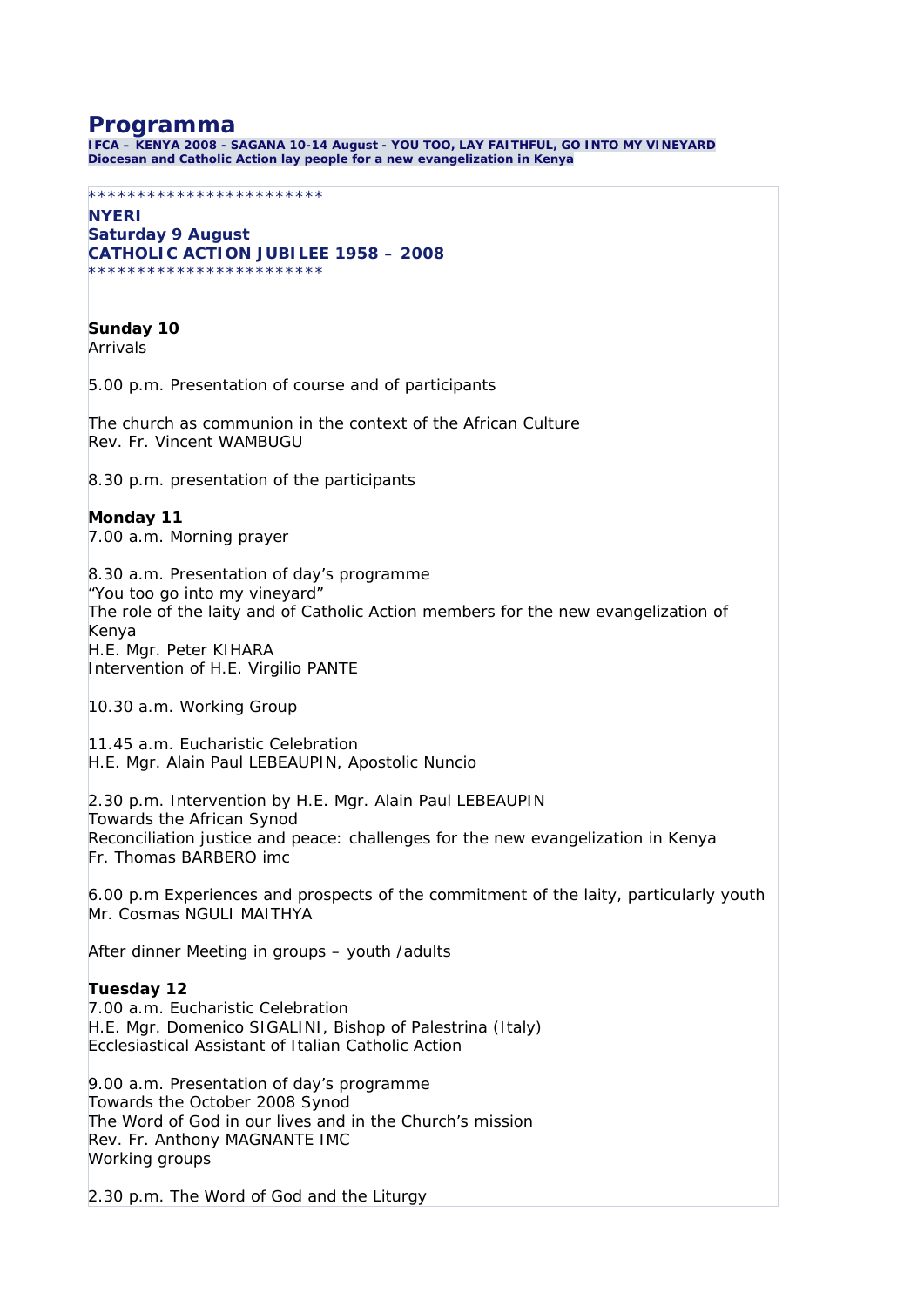# Programma

**IFCA – KENYA 2008 - SAGANA 10-14 August - YOU TOO, LAY FAITHFUL, GO INTO MY VINEYARD**
**Diocesan and Catholic Action lay people for a new evangelization in Kenya**

************************

**NYERI**
**Saturday 9 August**
**CATHOLIC ACTION JUBILEE 1958 – 2008**

************************

**Sunday 10**
Arrivals

5.00 p.m. Presentation of course and of participants

The church as communion in the context of the African Culture
Rev. Fr. Vincent WAMBUGU

8.30 p.m. presentation of the participants

**Monday 11**
7.00 a.m. Morning prayer

8.30 a.m. Presentation of day's programme
"You too go into my vineyard"
The role of the laity and of Catholic Action members for the new evangelization of Kenya
H.E. Mgr. Peter KIHARA
Intervention of H.E. Virgilio PANTE

10.30 a.m. Working Group

11.45 a.m. Eucharistic Celebration
H.E. Mgr. Alain Paul LEBEAUPIN, Apostolic Nuncio

2.30 p.m. Intervention by H.E. Mgr. Alain Paul LEBEAUPIN
Towards the African Synod
Reconciliation justice and peace: challenges for the new evangelization in Kenya
Fr. Thomas BARBERO imc

6.00 p.m Experiences and prospects of the commitment of the laity, particularly youth
Mr. Cosmas NGULI MAITHYA

After dinner Meeting in groups – youth /adults

**Tuesday 12**
7.00 a.m. Eucharistic Celebration
H.E. Mgr. Domenico SIGALINI, Bishop of Palestrina (Italy)
Ecclesiastical Assistant of Italian Catholic Action

9.00 a.m. Presentation of day's programme
Towards the October 2008 Synod
The Word of God in our lives and in the Church's mission
Rev. Fr. Anthony MAGNANTE IMC
Working groups

2.30 p.m. The Word of God and the Liturgy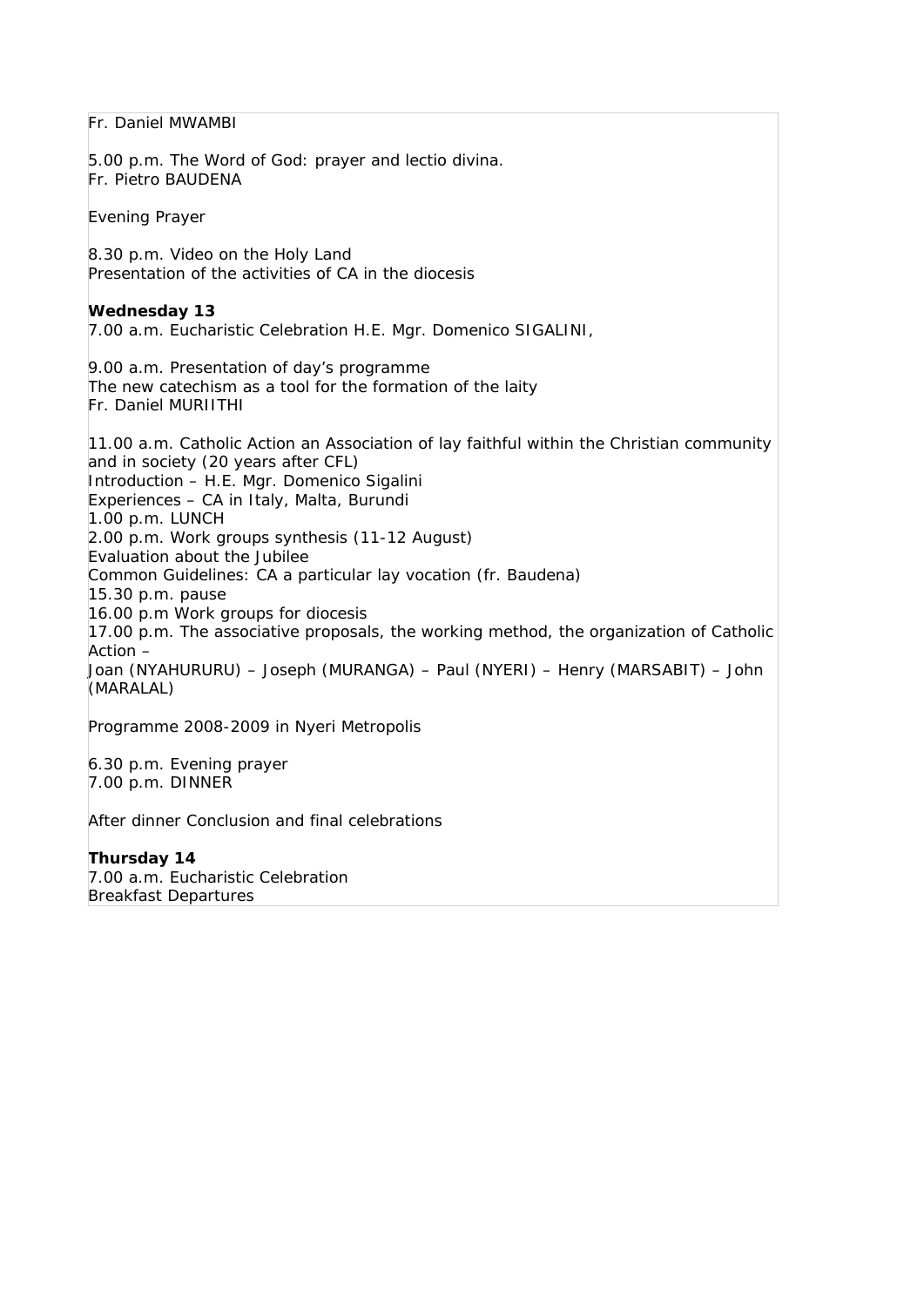Fr. Daniel MWAMBI

5.00 p.m. The Word of God: prayer and lectio divina.
Fr. Pietro BAUDENA

Evening Prayer

8.30 p.m. Video on the Holy Land
Presentation of the activities of CA in the diocese

**Wednesday 13**
7.00 a.m. Eucharistic Celebration H.E. Mgr. Domenico SIGALINI,

9.00 a.m. Presentation of day's programme
The new catechism as a tool for the formation of the laity
Fr. Daniel MURIITHI

11.00 a.m. Catholic Action an Association of lay faithful within the Christian community and in society (20 years after CFL)
Introduction – H.E. Mgr. Domenico Sigalini
Experiences – CA in Italy, Malta, Burundi
1.00 p.m. LUNCH
2.00 p.m. Work groups synthesis (11-12 August)
Evaluation about the Jubilee
Common Guidelines: CA a particular lay vocation (fr. Baudena)
15.30 p.m. pause
16.00 p.m Work groups for diocesis
17.00 p.m. The associative proposals, the working method, the organization of Catholic Action –
Joan (NYAHURURU) – Joseph (MURANGA) – Paul (NYERI) – Henry (MARSABIT) – John (MARALAL)

Programme 2008-2009 in Nyeri Metropolis

6.30 p.m. Evening prayer
7.00 p.m. DINNER

After dinner Conclusion and final celebrations

**Thursday 14**
7.00 a.m. Eucharistic Celebration
Breakfast Departures